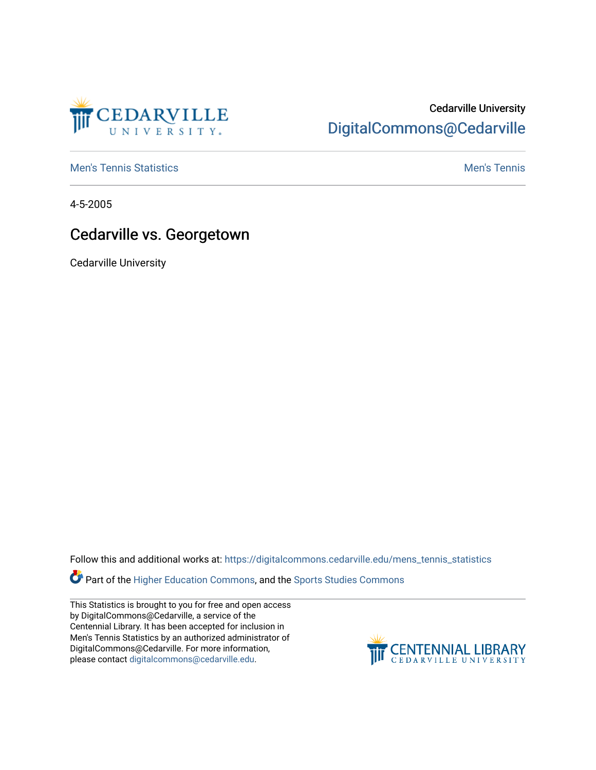Cedarville University

DigitalCommons@Cedarville

Men's Tennis Statistics

Men's Tennis

4-5-2005

# Cedarville vs. Georgetown

Cedarville University

Follow this and additional works at: https://digitalcommons.cedarville.edu/mens_tennis_statistics

Part of the Higher Education Commons, and the Sports Studies Commons

This Statistics is brought to you for free and open access by DigitalCommons@Cedarville, a service of the Centennial Library. It has been accepted for inclusion in Men's Tennis Statistics by an authorized administrator of DigitalCommons@Cedarville. For more information, please contact digitalcommons@cedarville.edu.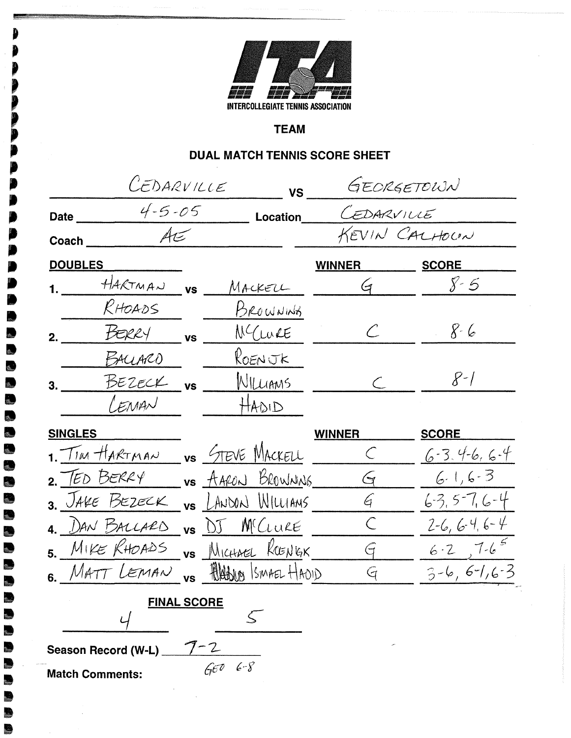INTERCOLLEGIATE TENNIS ASSOCIATION

# TEAM

## DUAL MATCH TENNIS SCORE SHEET

CEDARVILLE vs GEORGETOWN

Date 4-5-05 Location CEDARVILLE

Coach AE KEVIN CALHOUN

### DOUBLES

| | | | | WINNER | SCORE |
|---|---|---|---|---|---|
| 1. | HARTMAN / RHOADS | vs | MACKELL / BROWNING | G | 8-5 |
| 2. | BERRY / BALLARD | vs | McCLURE / ROENJK | C | 8-6 |
| 3. | BEZECK / LEMAN | vs | WILLIAMS / HADID | C | 8-1 |

### SINGLES

| | | | | WINNER | SCORE |
|---|---|---|---|---|---|
| 1. | TIM HARTMAN | vs | STEVE MACKELL | C | 6-3, 4-6, 6-4 |
| 2. | TED BERRY | vs | AARON BROWNING | G | 6-1, 6-3 |
| 3. | JAKE BEZECK | vs | LANDON WILLIAMS | G | 6-3, 5-7, 6-4 |
| 4. | DAN BALLARD | vs | DJ McCLURE | C | 2-6, 6-4, 6-4 |
| 5. | MIKE RHOADS | vs | MICHAEL ROENIGK | G | 6-2, 7-6 (5) |
| 6. | MATT LEMAN | vs | ISMAEL HADID | G | 3-6, 6-1, 6-3 |

**FINAL SCORE**

4 5

Season Record (W-L) 7-2

Match Comments: GEO 6-8